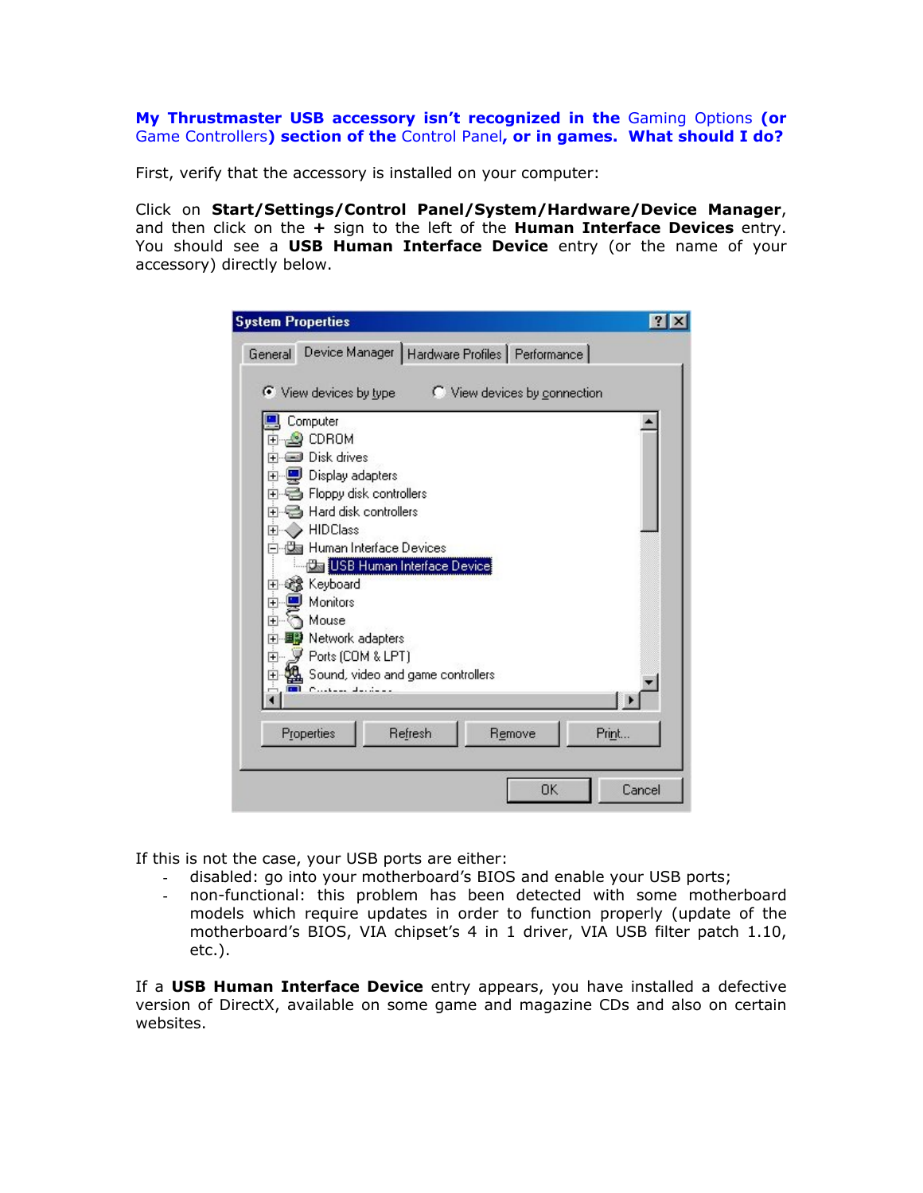**My Thrustmaster USB accessory isn't recognized in the** Gaming Options **(or** Game Controllers**) section of the** Control Panel**, or in games. What should I do?**

First, verify that the accessory is installed on your computer:

Click on **Start/Settings/Control Panel/System/Hardware/Device Manager**, and then click on the **+** sign to the left of the **Human Interface Devices** entry. You should see a **USB Human Interface Device** entry (or the name of your accessory) directly below.

If this is not the case, your USB ports are either:

- disabled: go into your motherboard's BIOS and enable your USB ports;
- non-functional: this problem has been detected with some motherboard models which require updates in order to function properly (update of the motherboard's BIOS, VIA chipset's 4 in 1 driver, VIA USB filter patch 1.10, etc.).

If a **USB Human Interface Device** entry appears, you have installed a defective version of DirectX, available on some game and magazine CDs and also on certain websites.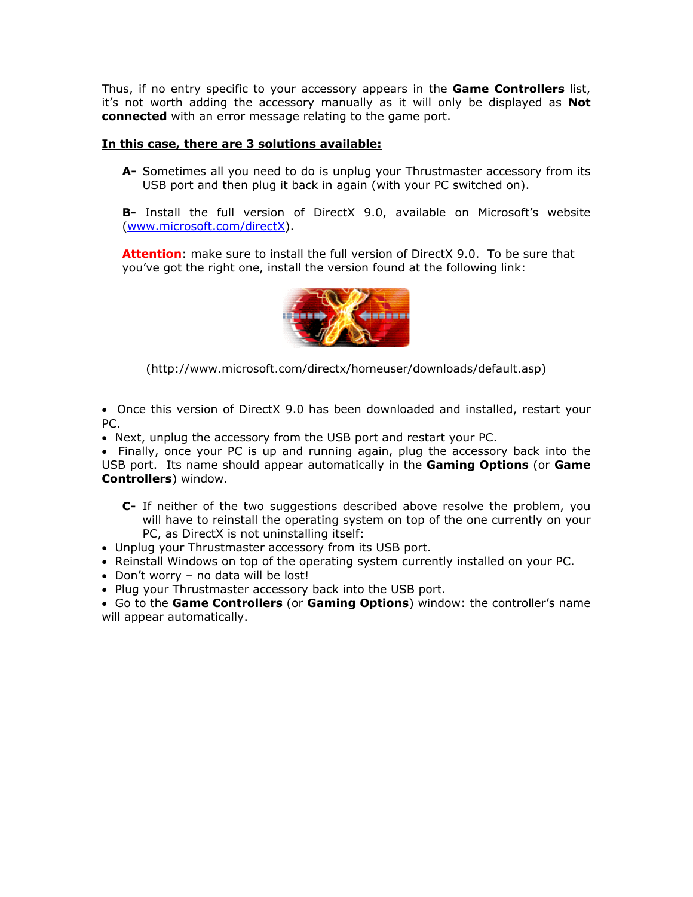Thus, if no entry specific to your accessory appears in the **Game Controllers** list, it's not worth adding the accessory manually as it will only be displayed as **Not connected** with an error message relating to the game port.

**<u>In this case, there are 3 solutions available:</u>**

**A-** Sometimes all you need to do is unplug your Thrustmaster accessory from its USB port and then plug it back in again (with your PC switched on).

**B-** Install the full version of DirectX 9.0, available on Microsoft's website ([www.microsoft.com/directX](http://www.microsoft.com/directX)).

**Attention**: make sure to install the full version of DirectX 9.0. To be sure that you've got the right one, install the version found at the following link:

(http://www.microsoft.com/directx/homeuser/downloads/default.asp)

- Once this version of DirectX 9.0 has been downloaded and installed, restart your PC.
- Next, unplug the accessory from the USB port and restart your PC.
- Finally, once your PC is up and running again, plug the accessory back into the USB port. Its name should appear automatically in the **Gaming Options** (or **Game Controllers**) window.

**C-** If neither of the two suggestions described above resolve the problem, you will have to reinstall the operating system on top of the one currently on your PC, as DirectX is not uninstalling itself:

- Unplug your Thrustmaster accessory from its USB port.
- Reinstall Windows on top of the operating system currently installed on your PC.
- Don't worry – no data will be lost!
- Plug your Thrustmaster accessory back into the USB port.
- Go to the **Game Controllers** (or **Gaming Options**) window: the controller's name will appear automatically.